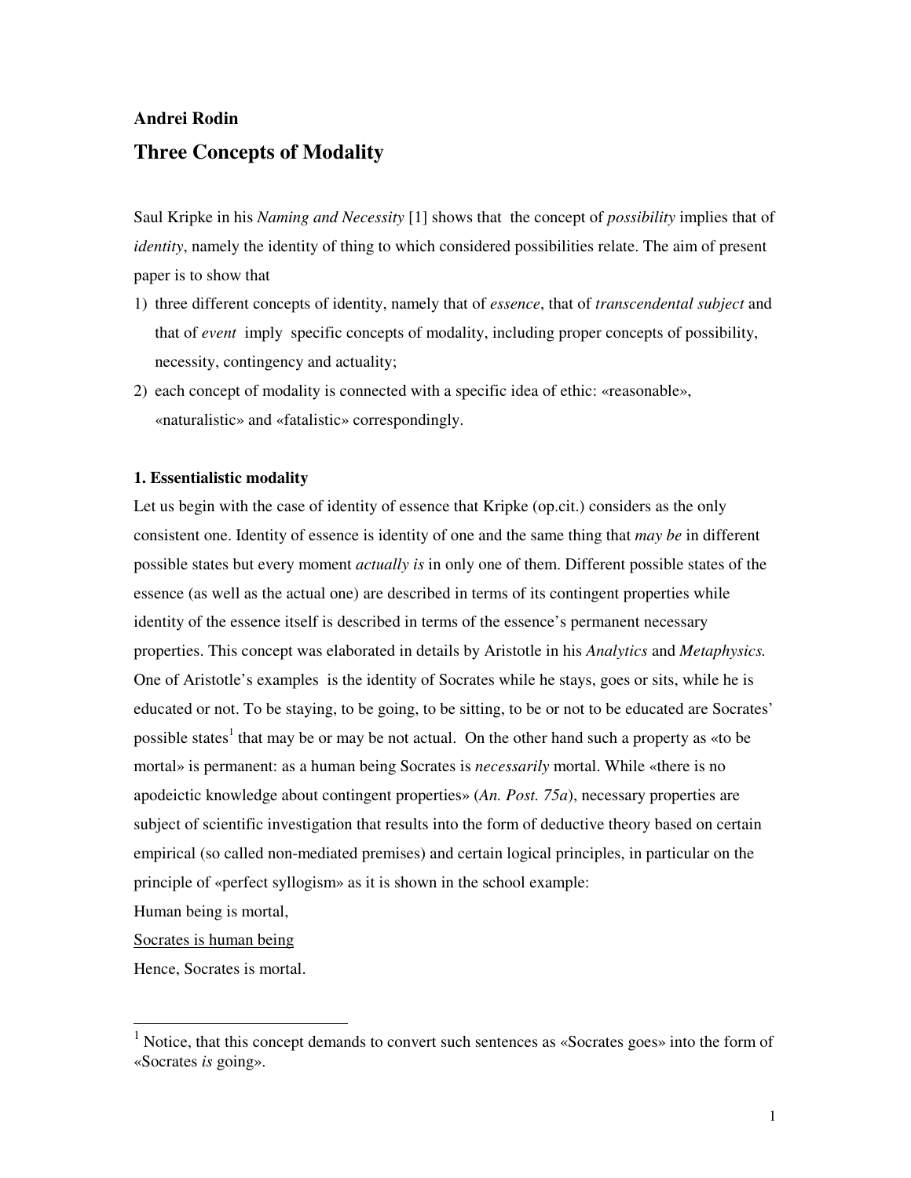**Andrei Rodin**

# Three Concepts of Modality

Saul Kripke in his *Naming and Necessity* [1] shows that the concept of *possibility* implies that of *identity*, namely the identity of thing to which considered possibilities relate. The aim of present paper is to show that

1) three different concepts of identity, namely that of *essence*, that of *transcendental subject* and that of *event* imply specific concepts of modality, including proper concepts of possibility, necessity, contingency and actuality;
2) each concept of modality is connected with a specific idea of ethic: «reasonable», «naturalistic» and «fatalistic» correspondingly.

### 1. Essentialistic modality

Let us begin with the case of identity of essence that Kripke (op.cit.) considers as the only consistent one. Identity of essence is identity of one and the same thing that *may be* in different possible states but every moment *actually is* in only one of them. Different possible states of the essence (as well as the actual one) are described in terms of its contingent properties while identity of the essence itself is described in terms of the essence's permanent necessary properties. This concept was elaborated in details by Aristotle in his *Analytics* and *Metaphysics.* One of Aristotle's examples is the identity of Socrates while he stays, goes or sits, while he is educated or not. To be staying, to be going, to be sitting, to be or not to be educated are Socrates' possible states[1] that may be or may be not actual. On the other hand such a property as «to be mortal» is permanent: as a human being Socrates is *necessarily* mortal. While «there is no apodeictic knowledge about contingent properties» (*An. Post. 75a*), necessary properties are subject of scientific investigation that results into the form of deductive theory based on certain empirical (so called non-mediated premises) and certain logical principles, in particular on the principle of «perfect syllogism» as it is shown in the school example:

Human being is mortal,
<u>Socrates is human being</u>
Hence, Socrates is mortal.

---

[1] Notice, that this concept demands to convert such sentences as «Socrates goes» into the form of «Socrates *is* going».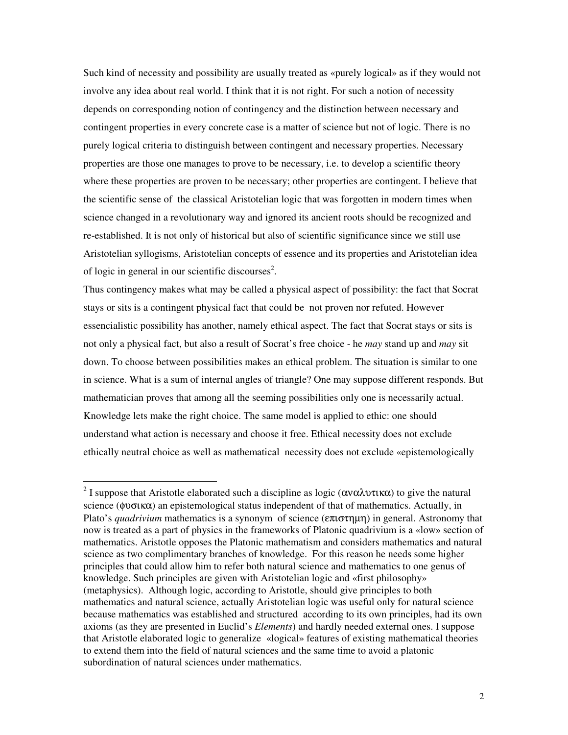Such kind of necessity and possibility are usually treated as «purely logical» as if they would not involve any idea about real world. I think that it is not right. For such a notion of necessity depends on corresponding notion of contingency and the distinction between necessary and contingent properties in every concrete case is a matter of science but not of logic. There is no purely logical criteria to distinguish between contingent and necessary properties. Necessary properties are those one manages to prove to be necessary, i.e. to develop a scientific theory where these properties are proven to be necessary; other properties are contingent. I believe that the scientific sense of the classical Aristotelian logic that was forgotten in modern times when science changed in a revolutionary way and ignored its ancient roots should be recognized and re-established. It is not only of historical but also of scientific significance since we still use Aristotelian syllogisms, Aristotelian concepts of essence and its properties and Aristotelian idea of logic in general in our scientific discourses[2].

Thus contingency makes what may be called a physical aspect of possibility: the fact that Socrat stays or sits is a contingent physical fact that could be not proven nor refuted. However essencialistic possibility has another, namely ethical aspect. The fact that Socrat stays or sits is not only a physical fact, but also a result of Socrat's free choice - he *may* stand up and *may* sit down. To choose between possibilities makes an ethical problem. The situation is similar to one in science. What is a sum of internal angles of triangle? One may suppose different responds. But mathematician proves that among all the seeming possibilities only one is necessarily actual. Knowledge lets make the right choice. The same model is applied to ethic: one should understand what action is necessary and choose it free. Ethical necessity does not exclude ethically neutral choice as well as mathematical necessity does not exclude «epistemologically

[2] I suppose that Aristotle elaborated such a discipline as logic (αναλυτικα) to give the natural science (φυσικα) an epistemological status independent of that of mathematics. Actually, in Plato's *quadrivium* mathematics is a synonym of science (επιστημη) in general. Astronomy that now is treated as a part of physics in the frameworks of Platonic quadrivium is a «low» section of mathematics. Aristotle opposes the Platonic mathematism and considers mathematics and natural science as two complimentary branches of knowledge. For this reason he needs some higher principles that could allow him to refer both natural science and mathematics to one genus of knowledge. Such principles are given with Aristotelian logic and «first philosophy» (metaphysics). Although logic, according to Aristotle, should give principles to both mathematics and natural science, actually Aristotelian logic was useful only for natural science because mathematics was established and structured according to its own principles, had its own axioms (as they are presented in Euclid's *Elements*) and hardly needed external ones. I suppose that Aristotle elaborated logic to generalize «logical» features of existing mathematical theories to extend them into the field of natural sciences and the same time to avoid a platonic subordination of natural sciences under mathematics.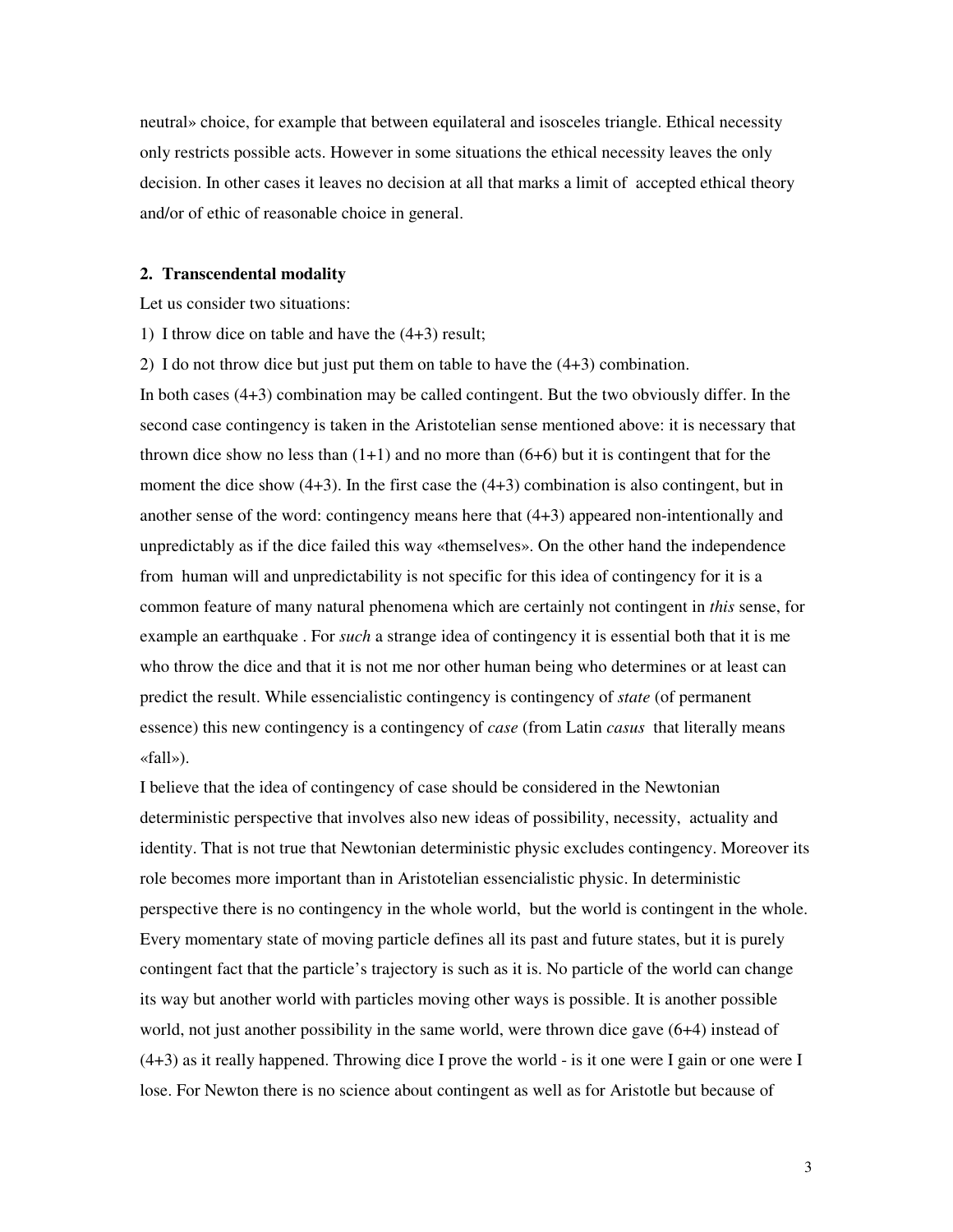neutral» choice, for example that between equilateral and isosceles triangle. Ethical necessity only restricts possible acts. However in some situations the ethical necessity leaves the only decision. In other cases it leaves no decision at all that marks a limit of accepted ethical theory and/or of ethic of reasonable choice in general.

## 2. Transcendental modality

Let us consider two situations:

1) I throw dice on table and have the (4+3) result;
2) I do not throw dice but just put them on table to have the (4+3) combination.

In both cases (4+3) combination may be called contingent. But the two obviously differ. In the second case contingency is taken in the Aristotelian sense mentioned above: it is necessary that thrown dice show no less than (1+1) and no more than (6+6) but it is contingent that for the moment the dice show (4+3). In the first case the (4+3) combination is also contingent, but in another sense of the word: contingency means here that (4+3) appeared non-intentionally and unpredictably as if the dice failed this way «themselves». On the other hand the independence from human will and unpredictability is not specific for this idea of contingency for it is a common feature of many natural phenomena which are certainly not contingent in *this* sense, for example an earthquake . For *such* a strange idea of contingency it is essential both that it is me who throw the dice and that it is not me nor other human being who determines or at least can predict the result. While essencialistic contingency is contingency of *state* (of permanent essence) this new contingency is a contingency of *case* (from Latin *casus* that literally means «fall»).

I believe that the idea of contingency of case should be considered in the Newtonian deterministic perspective that involves also new ideas of possibility, necessity, actuality and identity. That is not true that Newtonian deterministic physic excludes contingency. Moreover its role becomes more important than in Aristotelian essencialistic physic. In deterministic perspective there is no contingency in the whole world, but the world is contingent in the whole. Every momentary state of moving particle defines all its past and future states, but it is purely contingent fact that the particle's trajectory is such as it is. No particle of the world can change its way but another world with particles moving other ways is possible. It is another possible world, not just another possibility in the same world, were thrown dice gave (6+4) instead of (4+3) as it really happened. Throwing dice I prove the world - is it one were I gain or one were I lose. For Newton there is no science about contingent as well as for Aristotle but because of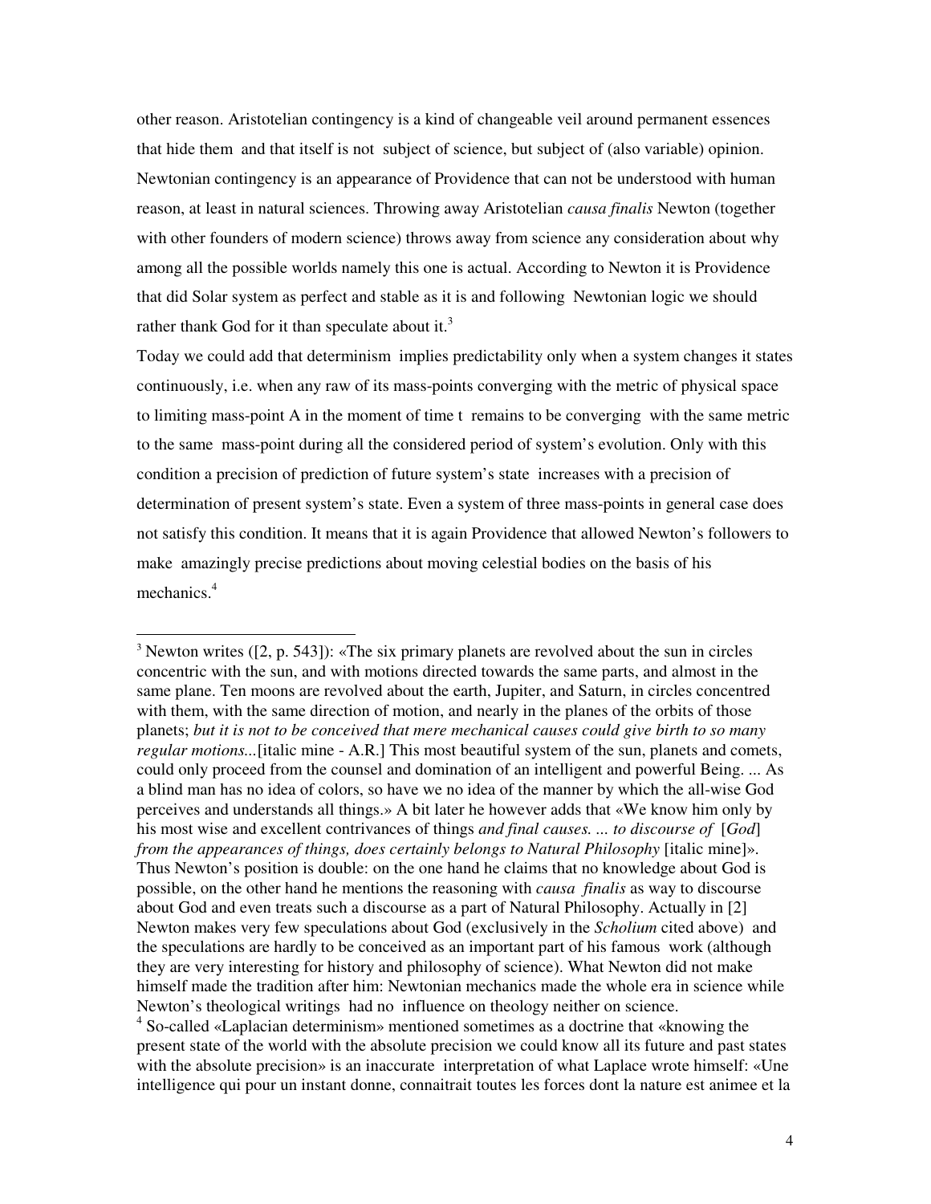other reason. Aristotelian contingency is a kind of changeable veil around permanent essences that hide them and that itself is not subject of science, but subject of (also variable) opinion. Newtonian contingency is an appearance of Providence that can not be understood with human reason, at least in natural sciences. Throwing away Aristotelian *causa finalis* Newton (together with other founders of modern science) throws away from science any consideration about why among all the possible worlds namely this one is actual. According to Newton it is Providence that did Solar system as perfect and stable as it is and following Newtonian logic we should rather thank God for it than speculate about it.[3]

Today we could add that determinism implies predictability only when a system changes it states continuously, i.e. when any raw of its mass-points converging with the metric of physical space to limiting mass-point A in the moment of time t remains to be converging with the same metric to the same mass-point during all the considered period of system's evolution. Only with this condition a precision of prediction of future system's state increases with a precision of determination of present system's state. Even a system of three mass-points in general case does not satisfy this condition. It means that it is again Providence that allowed Newton's followers to make amazingly precise predictions about moving celestial bodies on the basis of his mechanics.[4]

---

[3] Newton writes ([2, p. 543]): «The six primary planets are revolved about the sun in circles concentric with the sun, and with motions directed towards the same parts, and almost in the same plane. Ten moons are revolved about the earth, Jupiter, and Saturn, in circles concentred with them, with the same direction of motion, and nearly in the planes of the orbits of those planets; *but it is not to be conceived that mere mechanical causes could give birth to so many regular motions...*[italic mine - A.R.] This most beautiful system of the sun, planets and comets, could only proceed from the counsel and domination of an intelligent and powerful Being. ... As a blind man has no idea of colors, so have we no idea of the manner by which the all-wise God perceives and understands all things.» A bit later he however adds that «We know him only by his most wise and excellent contrivances of things *and final causes. ... to discourse of* [*God*] *from the appearances of things, does certainly belongs to Natural Philosophy* [italic mine]». Thus Newton's position is double: on the one hand he claims that no knowledge about God is possible, on the other hand he mentions the reasoning with *causa finalis* as way to discourse about God and even treats such a discourse as a part of Natural Philosophy. Actually in [2] Newton makes very few speculations about God (exclusively in the *Scholium* cited above) and the speculations are hardly to be conceived as an important part of his famous work (although they are very interesting for history and philosophy of science). What Newton did not make himself made the tradition after him: Newtonian mechanics made the whole era in science while Newton's theological writings had no influence on theology neither on science.

[4] So-called «Laplacian determinism» mentioned sometimes as a doctrine that «knowing the present state of the world with the absolute precision we could know all its future and past states with the absolute precision» is an inaccurate interpretation of what Laplace wrote himself: «Une intelligence qui pour un instant donne, connaitrait toutes les forces dont la nature est animee et la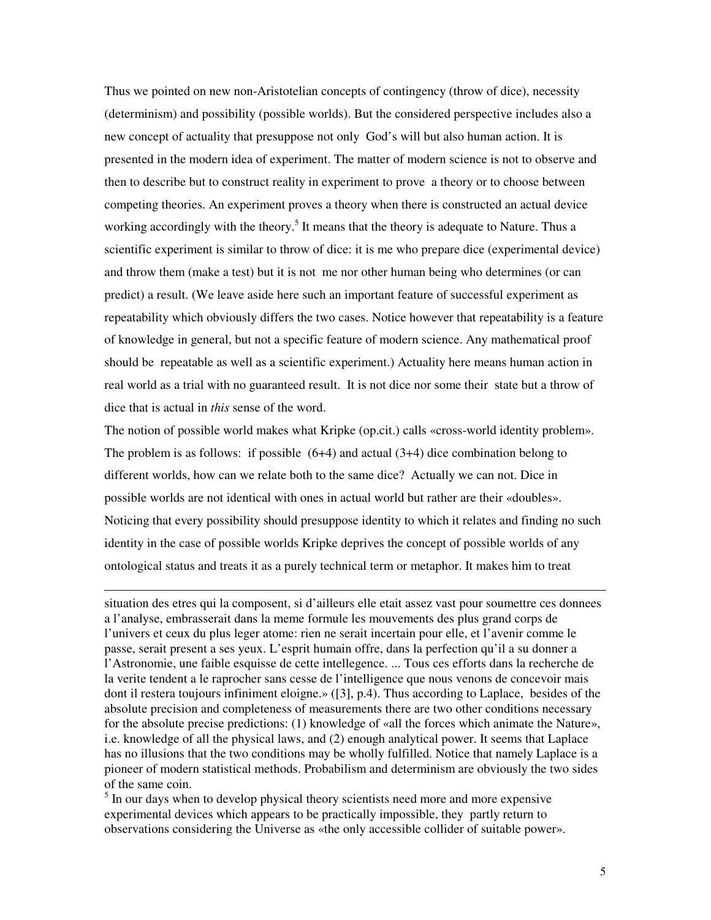Thus we pointed on new non-Aristotelian concepts of contingency (throw of dice), necessity (determinism) and possibility (possible worlds). But the considered perspective includes also a new concept of actuality that presuppose not only God's will but also human action. It is presented in the modern idea of experiment. The matter of modern science is not to observe and then to describe but to construct reality in experiment to prove a theory or to choose between competing theories. An experiment proves a theory when there is constructed an actual device working accordingly with the theory.[5] It means that the theory is adequate to Nature. Thus a scientific experiment is similar to throw of dice: it is me who prepare dice (experimental device) and throw them (make a test) but it is not me nor other human being who determines (or can predict) a result. (We leave aside here such an important feature of successful experiment as repeatability which obviously differs the two cases. Notice however that repeatability is a feature of knowledge in general, but not a specific feature of modern science. Any mathematical proof should be repeatable as well as a scientific experiment.) Actuality here means human action in real world as a trial with no guaranteed result. It is not dice nor some their state but a throw of dice that is actual in *this* sense of the word.

The notion of possible world makes what Kripke (op.cit.) calls «cross-world identity problem». The problem is as follows: if possible (6+4) and actual (3+4) dice combination belong to different worlds, how can we relate both to the same dice? Actually we can not. Dice in possible worlds are not identical with ones in actual world but rather are their «doubles». Noticing that every possibility should presuppose identity to which it relates and finding no such identity in the case of possible worlds Kripke deprives the concept of possible worlds of any ontological status and treats it as a purely technical term or metaphor. It makes him to treat

---

situation des etres qui la composent, si d'ailleurs elle etait assez vast pour soumettre ces donnees a l'analyse, embrasserait dans la meme formule les mouvements des plus grand corps de l'univers et ceux du plus leger atome: rien ne serait incertain pour elle, et l'avenir comme le passe, serait present a ses yeux. L'esprit humain offre, dans la perfection qu'il a su donner a l'Astronomie, une faible esquisse de cette intellegence. ... Tous ces efforts dans la recherche de la verite tendent a le raprocher sans cesse de l'intelligence que nous venons de concevoir mais dont il restera toujours infiniment eloigne.» ([3], p.4). Thus according to Laplace, besides of the absolute precision and completeness of measurements there are two other conditions necessary for the absolute precise predictions: (1) knowledge of «all the forces which animate the Nature», i.e. knowledge of all the physical laws, and (2) enough analytical power. It seems that Laplace has no illusions that the two conditions may be wholly fulfilled. Notice that namely Laplace is a pioneer of modern statistical methods. Probabilism and determinism are obviously the two sides of the same coin.

[5] In our days when to develop physical theory scientists need more and more expensive experimental devices which appears to be practically impossible, they partly return to observations considering the Universe as «the only accessible collider of suitable power».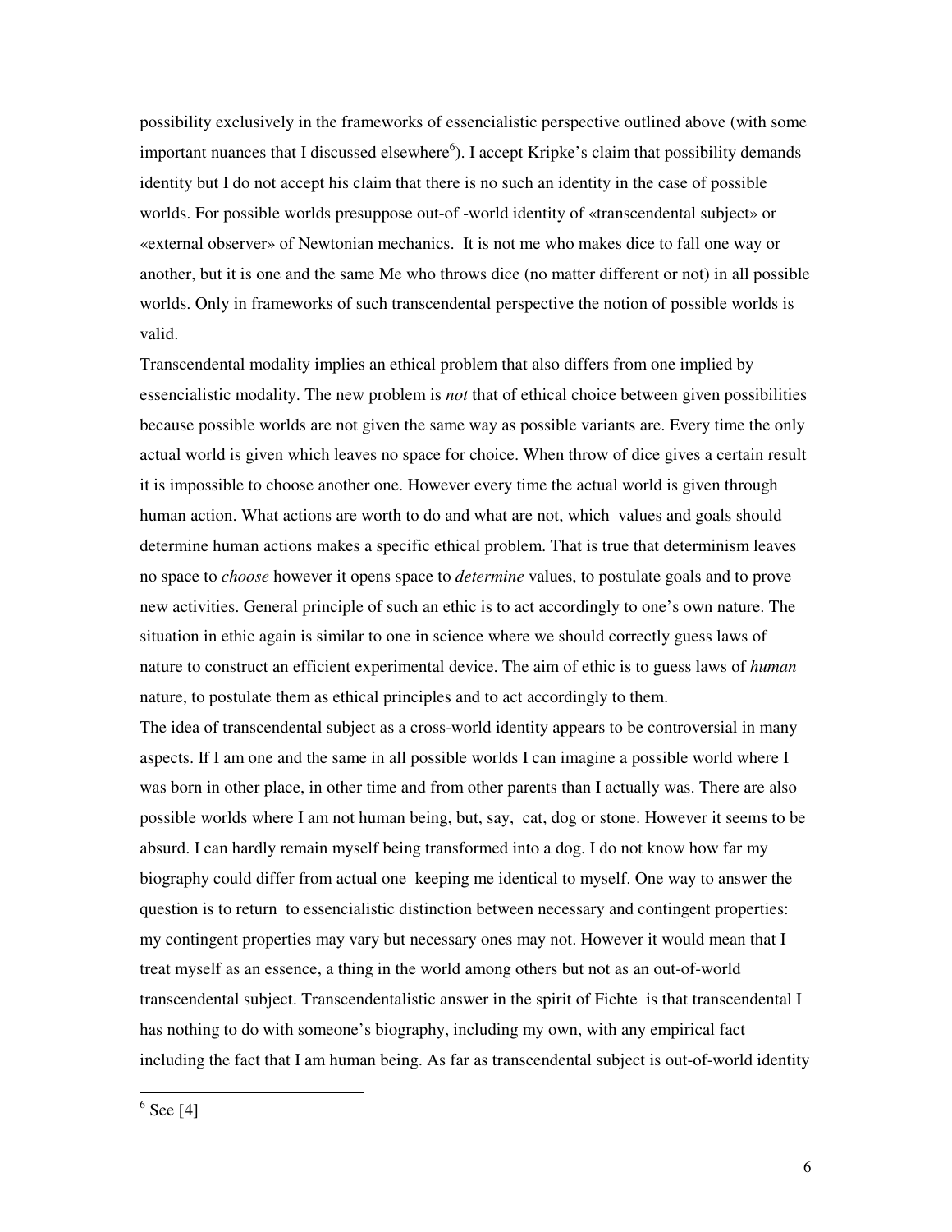possibility exclusively in the frameworks of essencialistic perspective outlined above (with some important nuances that I discussed elsewhere[6]). I accept Kripke's claim that possibility demands identity but I do not accept his claim that there is no such an identity in the case of possible worlds. For possible worlds presuppose out-of -world identity of «transcendental subject» or «external observer» of Newtonian mechanics. It is not me who makes dice to fall one way or another, but it is one and the same Me who throws dice (no matter different or not) in all possible worlds. Only in frameworks of such transcendental perspective the notion of possible worlds is valid.

Transcendental modality implies an ethical problem that also differs from one implied by essencialistic modality. The new problem is *not* that of ethical choice between given possibilities because possible worlds are not given the same way as possible variants are. Every time the only actual world is given which leaves no space for choice. When throw of dice gives a certain result it is impossible to choose another one. However every time the actual world is given through human action. What actions are worth to do and what are not, which values and goals should determine human actions makes a specific ethical problem. That is true that determinism leaves no space to *choose* however it opens space to *determine* values, to postulate goals and to prove new activities. General principle of such an ethic is to act accordingly to one's own nature. The situation in ethic again is similar to one in science where we should correctly guess laws of nature to construct an efficient experimental device. The aim of ethic is to guess laws of *human* nature, to postulate them as ethical principles and to act accordingly to them.

The idea of transcendental subject as a cross-world identity appears to be controversial in many aspects. If I am one and the same in all possible worlds I can imagine a possible world where I was born in other place, in other time and from other parents than I actually was. There are also possible worlds where I am not human being, but, say, cat, dog or stone. However it seems to be absurd. I can hardly remain myself being transformed into a dog. I do not know how far my biography could differ from actual one keeping me identical to myself. One way to answer the question is to return to essencialistic distinction between necessary and contingent properties: my contingent properties may vary but necessary ones may not. However it would mean that I treat myself as an essence, a thing in the world among others but not as an out-of-world transcendental subject. Transcendentalistic answer in the spirit of Fichte is that transcendental I has nothing to do with someone's biography, including my own, with any empirical fact including the fact that I am human being. As far as transcendental subject is out-of-world identity

[6] See [4]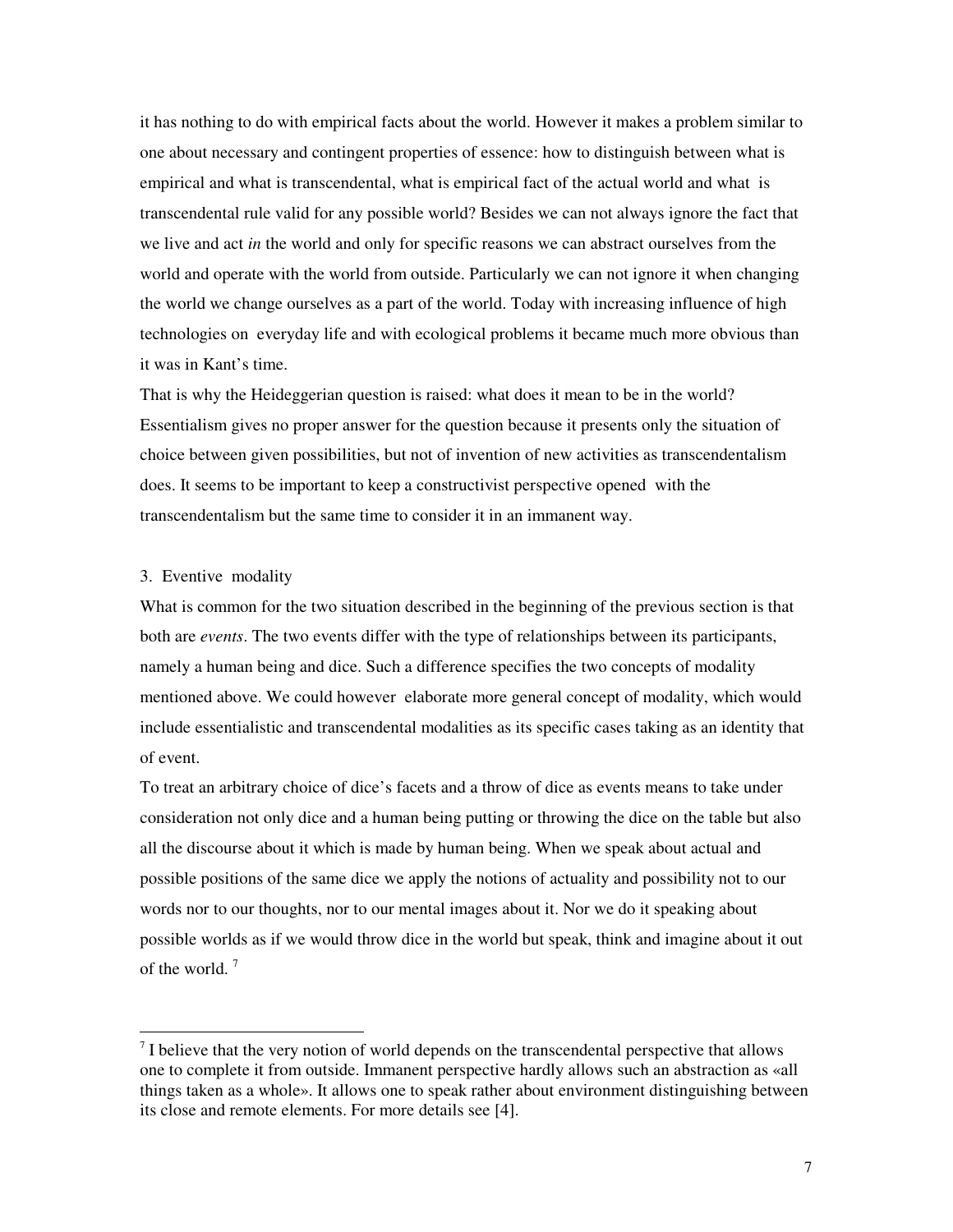it has nothing to do with empirical facts about the world. However it makes a problem similar to one about necessary and contingent properties of essence: how to distinguish between what is empirical and what is transcendental, what is empirical fact of the actual world and what is transcendental rule valid for any possible world? Besides we can not always ignore the fact that we live and act *in* the world and only for specific reasons we can abstract ourselves from the world and operate with the world from outside. Particularly we can not ignore it when changing the world we change ourselves as a part of the world. Today with increasing influence of high technologies on everyday life and with ecological problems it became much more obvious than it was in Kant's time.

That is why the Heideggerian question is raised: what does it mean to be in the world? Essentialism gives no proper answer for the question because it presents only the situation of choice between given possibilities, but not of invention of new activities as transcendentalism does. It seems to be important to keep a constructivist perspective opened with the transcendentalism but the same time to consider it in an immanent way.

## 3. Eventive modality

What is common for the two situation described in the beginning of the previous section is that both are *events*. The two events differ with the type of relationships between its participants, namely a human being and dice. Such a difference specifies the two concepts of modality mentioned above. We could however elaborate more general concept of modality, which would include essentialistic and transcendental modalities as its specific cases taking as an identity that of event.

To treat an arbitrary choice of dice's facets and a throw of dice as events means to take under consideration not only dice and a human being putting or throwing the dice on the table but also all the discourse about it which is made by human being. When we speak about actual and possible positions of the same dice we apply the notions of actuality and possibility not to our words nor to our thoughts, nor to our mental images about it. Nor we do it speaking about possible worlds as if we would throw dice in the world but speak, think and imagine about it out of the world. [7]

---

[7] I believe that the very notion of world depends on the transcendental perspective that allows one to complete it from outside. Immanent perspective hardly allows such an abstraction as «all things taken as a whole». It allows one to speak rather about environment distinguishing between its close and remote elements. For more details see [4].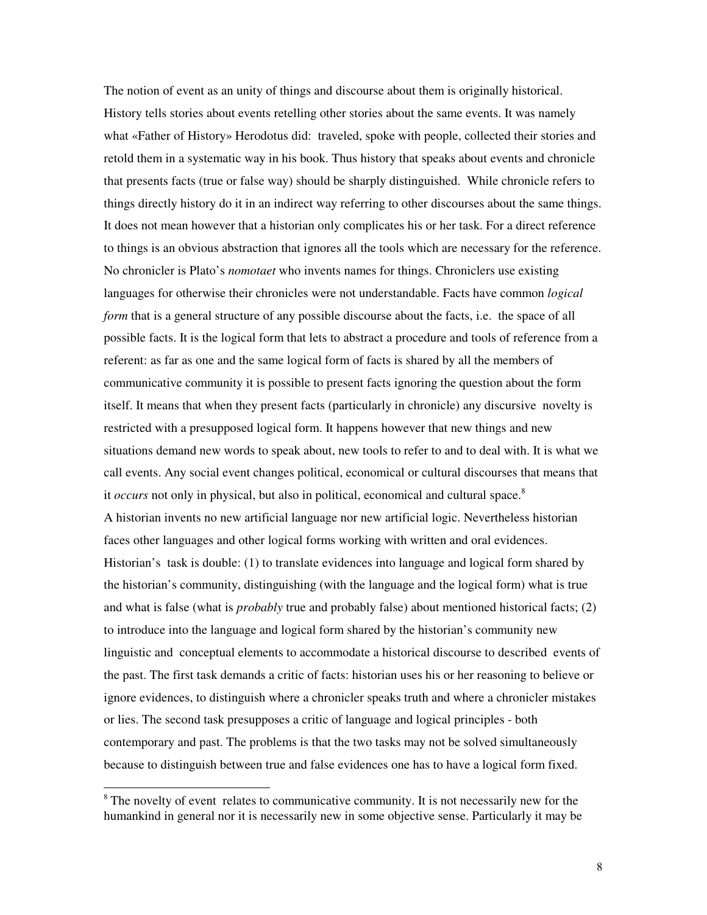The notion of event as an unity of things and discourse about them is originally historical. History tells stories about events retelling other stories about the same events. It was namely what «Father of History» Herodotus did: traveled, spoke with people, collected their stories and retold them in a systematic way in his book. Thus history that speaks about events and chronicle that presents facts (true or false way) should be sharply distinguished. While chronicle refers to things directly history do it in an indirect way referring to other discourses about the same things. It does not mean however that a historian only complicates his or her task. For a direct reference to things is an obvious abstraction that ignores all the tools which are necessary for the reference. No chronicler is Plato's *nomotaet* who invents names for things. Chroniclers use existing languages for otherwise their chronicles were not understandable. Facts have common *logical form* that is a general structure of any possible discourse about the facts, i.e. the space of all possible facts. It is the logical form that lets to abstract a procedure and tools of reference from a referent: as far as one and the same logical form of facts is shared by all the members of communicative community it is possible to present facts ignoring the question about the form itself. It means that when they present facts (particularly in chronicle) any discursive novelty is restricted with a presupposed logical form. It happens however that new things and new situations demand new words to speak about, new tools to refer to and to deal with. It is what we call events. Any social event changes political, economical or cultural discourses that means that it *occurs* not only in physical, but also in political, economical and cultural space.[8]

A historian invents no new artificial language nor new artificial logic. Nevertheless historian faces other languages and other logical forms working with written and oral evidences. Historian's task is double: (1) to translate evidences into language and logical form shared by the historian's community, distinguishing (with the language and the logical form) what is true and what is false (what is *probably* true and probably false) about mentioned historical facts; (2) to introduce into the language and logical form shared by the historian's community new linguistic and conceptual elements to accommodate a historical discourse to described events of the past. The first task demands a critic of facts: historian uses his or her reasoning to believe or ignore evidences, to distinguish where a chronicler speaks truth and where a chronicler mistakes or lies. The second task presupposes a critic of language and logical principles - both contemporary and past. The problems is that the two tasks may not be solved simultaneously because to distinguish between true and false evidences one has to have a logical form fixed.

---

[8] The novelty of event relates to communicative community. It is not necessarily new for the humankind in general nor it is necessarily new in some objective sense. Particularly it may be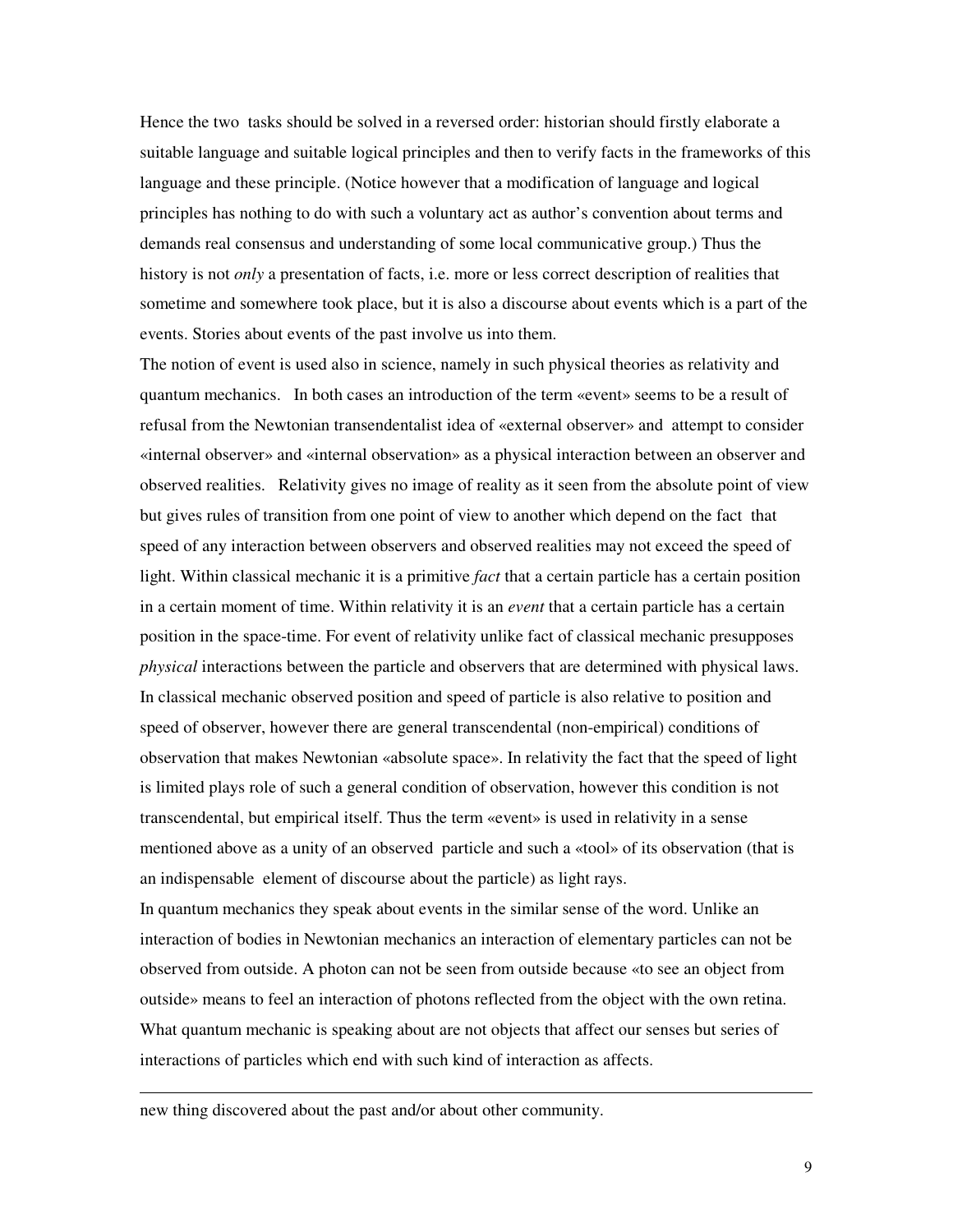Hence the two tasks should be solved in a reversed order: historian should firstly elaborate a suitable language and suitable logical principles and then to verify facts in the frameworks of this language and these principle. (Notice however that a modification of language and logical principles has nothing to do with such a voluntary act as author's convention about terms and demands real consensus and understanding of some local communicative group.) Thus the history is not *only* a presentation of facts, i.e. more or less correct description of realities that sometime and somewhere took place, but it is also a discourse about events which is a part of the events. Stories about events of the past involve us into them.

The notion of event is used also in science, namely in such physical theories as relativity and quantum mechanics. In both cases an introduction of the term «event» seems to be a result of refusal from the Newtonian transendentalist idea of «external observer» and attempt to consider «internal observer» and «internal observation» as a physical interaction between an observer and observed realities. Relativity gives no image of reality as it seen from the absolute point of view but gives rules of transition from one point of view to another which depend on the fact that speed of any interaction between observers and observed realities may not exceed the speed of light. Within classical mechanic it is a primitive *fact* that a certain particle has a certain position in a certain moment of time. Within relativity it is an *event* that a certain particle has a certain position in the space-time. For event of relativity unlike fact of classical mechanic presupposes *physical* interactions between the particle and observers that are determined with physical laws. In classical mechanic observed position and speed of particle is also relative to position and speed of observer, however there are general transcendental (non-empirical) conditions of observation that makes Newtonian «absolute space». In relativity the fact that the speed of light is limited plays role of such a general condition of observation, however this condition is not transcendental, but empirical itself. Thus the term «event» is used in relativity in a sense mentioned above as a unity of an observed particle and such a «tool» of its observation (that is an indispensable element of discourse about the particle) as light rays.

In quantum mechanics they speak about events in the similar sense of the word. Unlike an interaction of bodies in Newtonian mechanics an interaction of elementary particles can not be observed from outside. A photon can not be seen from outside because «to see an object from outside» means to feel an interaction of photons reflected from the object with the own retina. What quantum mechanic is speaking about are not objects that affect our senses but series of interactions of particles which end with such kind of interaction as affects.

---

new thing discovered about the past and/or about other community.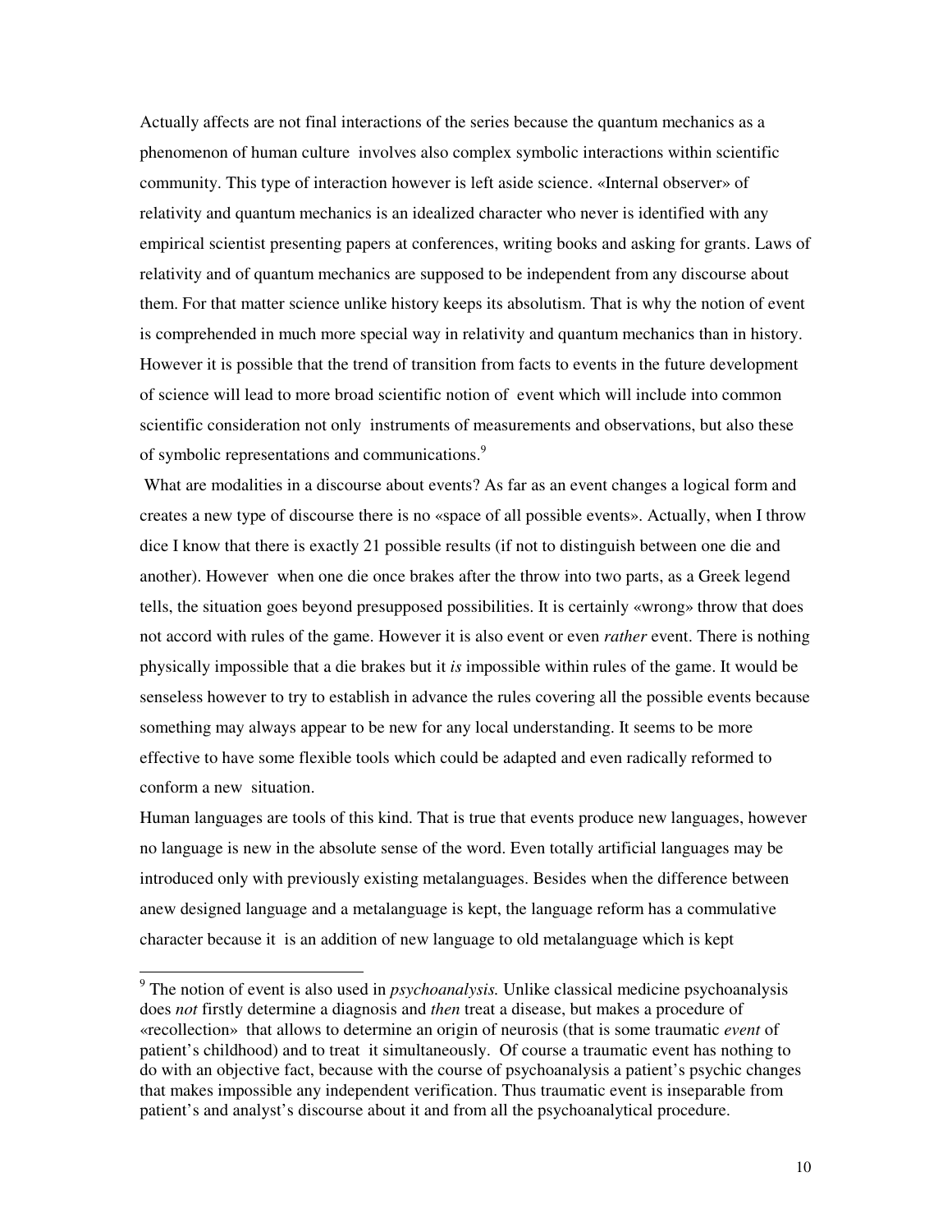Actually affects are not final interactions of the series because the quantum mechanics as a phenomenon of human culture involves also complex symbolic interactions within scientific community. This type of interaction however is left aside science. «Internal observer» of relativity and quantum mechanics is an idealized character who never is identified with any empirical scientist presenting papers at conferences, writing books and asking for grants. Laws of relativity and of quantum mechanics are supposed to be independent from any discourse about them. For that matter science unlike history keeps its absolutism. That is why the notion of event is comprehended in much more special way in relativity and quantum mechanics than in history. However it is possible that the trend of transition from facts to events in the future development of science will lead to more broad scientific notion of event which will include into common scientific consideration not only instruments of measurements and observations, but also these of symbolic representations and communications.[9]

What are modalities in a discourse about events? As far as an event changes a logical form and creates a new type of discourse there is no «space of all possible events». Actually, when I throw dice I know that there is exactly 21 possible results (if not to distinguish between one die and another). However when one die once brakes after the throw into two parts, as a Greek legend tells, the situation goes beyond presupposed possibilities. It is certainly «wrong» throw that does not accord with rules of the game. However it is also event or even *rather* event. There is nothing physically impossible that a die brakes but it *is* impossible within rules of the game. It would be senseless however to try to establish in advance the rules covering all the possible events because something may always appear to be new for any local understanding. It seems to be more effective to have some flexible tools which could be adapted and even radically reformed to conform a new situation.

Human languages are tools of this kind. That is true that events produce new languages, however no language is new in the absolute sense of the word. Even totally artificial languages may be introduced only with previously existing metalanguages. Besides when the difference between anew designed language and a metalanguage is kept, the language reform has a commulative character because it is an addition of new language to old metalanguage which is kept

---

[9] The notion of event is also used in *psychoanalysis.* Unlike classical medicine psychoanalysis does *not* firstly determine a diagnosis and *then* treat a disease, but makes a procedure of «recollection» that allows to determine an origin of neurosis (that is some traumatic *event* of patient's childhood) and to treat it simultaneously. Of course a traumatic event has nothing to do with an objective fact, because with the course of psychoanalysis a patient's psychic changes that makes impossible any independent verification. Thus traumatic event is inseparable from patient's and analyst's discourse about it and from all the psychoanalytical procedure.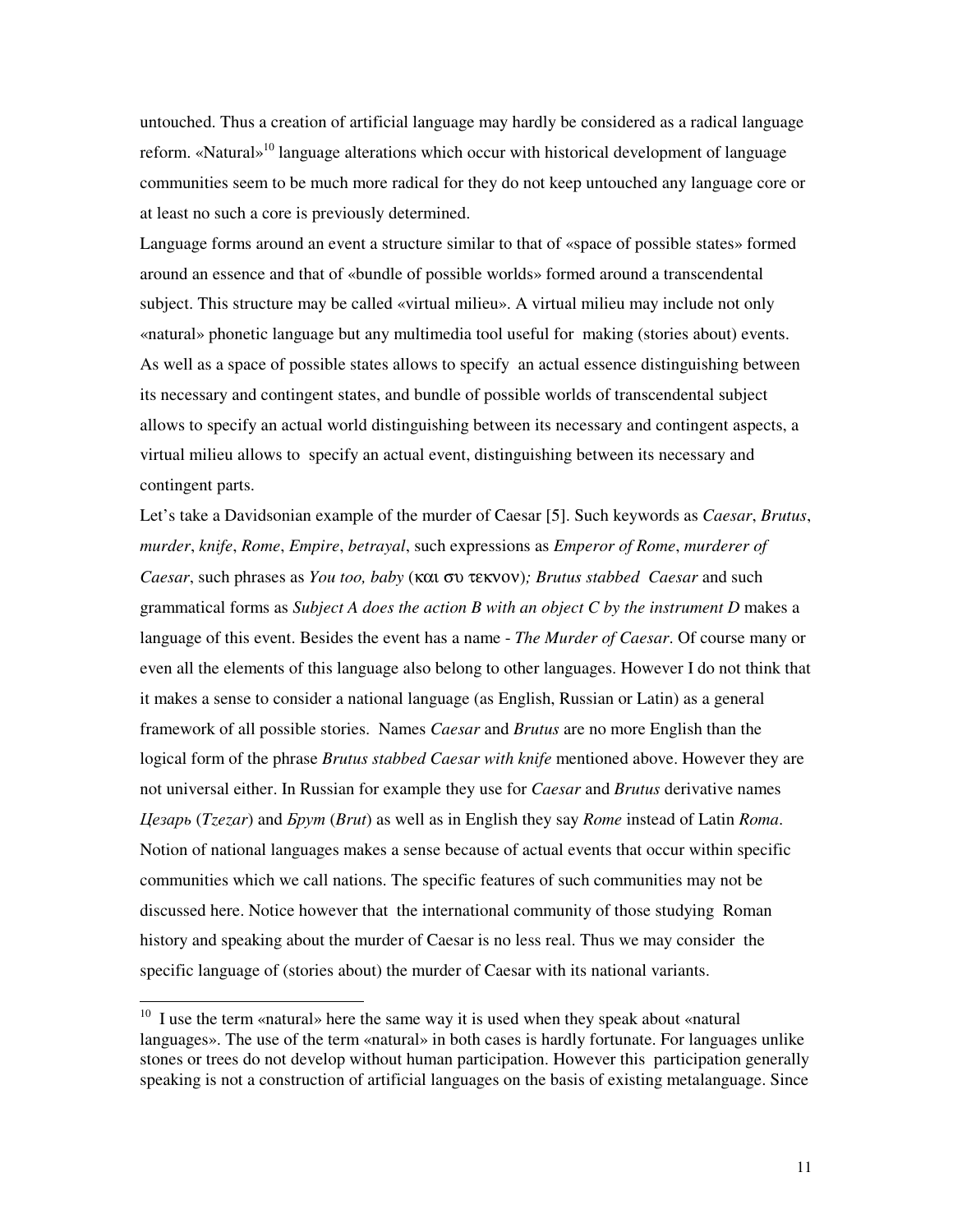untouched. Thus a creation of artificial language may hardly be considered as a radical language reform. «Natural»[10] language alterations which occur with historical development of language communities seem to be much more radical for they do not keep untouched any language core or at least no such a core is previously determined.

Language forms around an event a structure similar to that of «space of possible states» formed around an essence and that of «bundle of possible worlds» formed around a transcendental subject. This structure may be called «virtual milieu». A virtual milieu may include not only «natural» phonetic language but any multimedia tool useful for making (stories about) events. As well as a space of possible states allows to specify an actual essence distinguishing between its necessary and contingent states, and bundle of possible worlds of transcendental subject allows to specify an actual world distinguishing between its necessary and contingent aspects, a virtual milieu allows to specify an actual event, distinguishing between its necessary and contingent parts.

Let's take a Davidsonian example of the murder of Caesar [5]. Such keywords as *Caesar*, *Brutus*, *murder*, *knife*, *Rome*, *Empire*, *betrayal*, such expressions as *Emperor of Rome*, *murderer of Caesar*, such phrases as *You too, baby* (και συ τεκνον)*; Brutus stabbed Caesar* and such grammatical forms as *Subject A does the action B with an object C by the instrument D* makes a language of this event. Besides the event has a name - *The Murder of Caesar*. Of course many or even all the elements of this language also belong to other languages. However I do not think that it makes a sense to consider a national language (as English, Russian or Latin) as a general framework of all possible stories. Names *Caesar* and *Brutus* are no more English than the logical form of the phrase *Brutus stabbed Caesar with knife* mentioned above. However they are not universal either. In Russian for example they use for *Caesar* and *Brutus* derivative names *Цезарь* (*Tzezar*) and *Брут* (*Brut*) as well as in English they say *Rome* instead of Latin *Roma*. Notion of national languages makes a sense because of actual events that occur within specific communities which we call nations. The specific features of such communities may not be discussed here. Notice however that the international community of those studying Roman history and speaking about the murder of Caesar is no less real. Thus we may consider the specific language of (stories about) the murder of Caesar with its national variants.

---

[10] I use the term «natural» here the same way it is used when they speak about «natural languages». The use of the term «natural» in both cases is hardly fortunate. For languages unlike stones or trees do not develop without human participation. However this participation generally speaking is not a construction of artificial languages on the basis of existing metalanguage. Since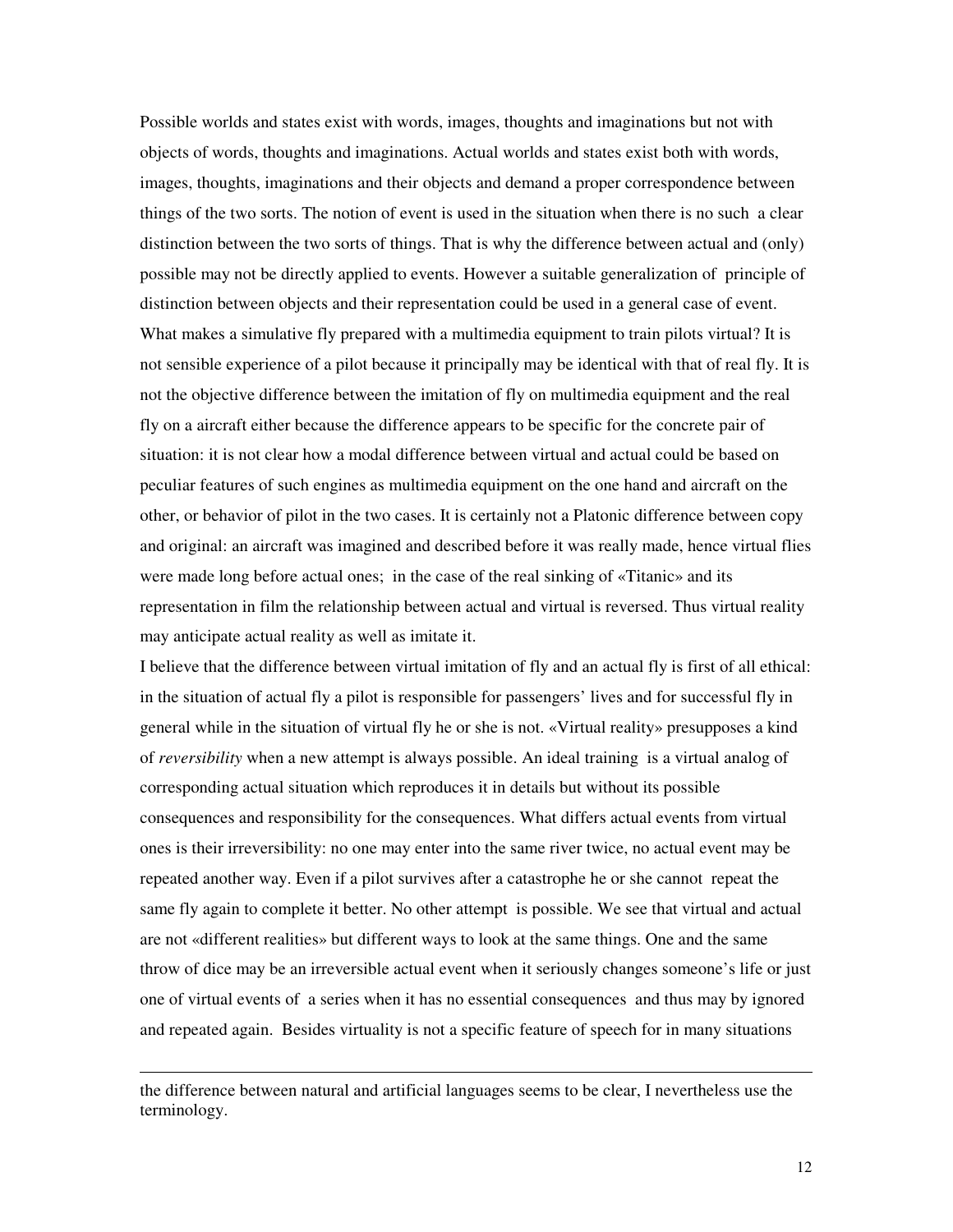Possible worlds and states exist with words, images, thoughts and imaginations but not with objects of words, thoughts and imaginations. Actual worlds and states exist both with words, images, thoughts, imaginations and their objects and demand a proper correspondence between things of the two sorts. The notion of event is used in the situation when there is no such a clear distinction between the two sorts of things. That is why the difference between actual and (only) possible may not be directly applied to events. However a suitable generalization of principle of distinction between objects and their representation could be used in a general case of event. What makes a simulative fly prepared with a multimedia equipment to train pilots virtual? It is not sensible experience of a pilot because it principally may be identical with that of real fly. It is not the objective difference between the imitation of fly on multimedia equipment and the real fly on a aircraft either because the difference appears to be specific for the concrete pair of situation: it is not clear how a modal difference between virtual and actual could be based on peculiar features of such engines as multimedia equipment on the one hand and aircraft on the other, or behavior of pilot in the two cases. It is certainly not a Platonic difference between copy and original: an aircraft was imagined and described before it was really made, hence virtual flies were made long before actual ones; in the case of the real sinking of «Titanic» and its representation in film the relationship between actual and virtual is reversed. Thus virtual reality may anticipate actual reality as well as imitate it.

I believe that the difference between virtual imitation of fly and an actual fly is first of all ethical: in the situation of actual fly a pilot is responsible for passengers' lives and for successful fly in general while in the situation of virtual fly he or she is not. «Virtual reality» presupposes a kind of *reversibility* when a new attempt is always possible. An ideal training is a virtual analog of corresponding actual situation which reproduces it in details but without its possible consequences and responsibility for the consequences. What differs actual events from virtual ones is their irreversibility: no one may enter into the same river twice, no actual event may be repeated another way. Even if a pilot survives after a catastrophe he or she cannot repeat the same fly again to complete it better. No other attempt is possible. We see that virtual and actual are not «different realities» but different ways to look at the same things. One and the same throw of dice may be an irreversible actual event when it seriously changes someone's life or just one of virtual events of a series when it has no essential consequences and thus may by ignored and repeated again. Besides virtuality is not a specific feature of speech for in many situations

---

the difference between natural and artificial languages seems to be clear, I nevertheless use the terminology.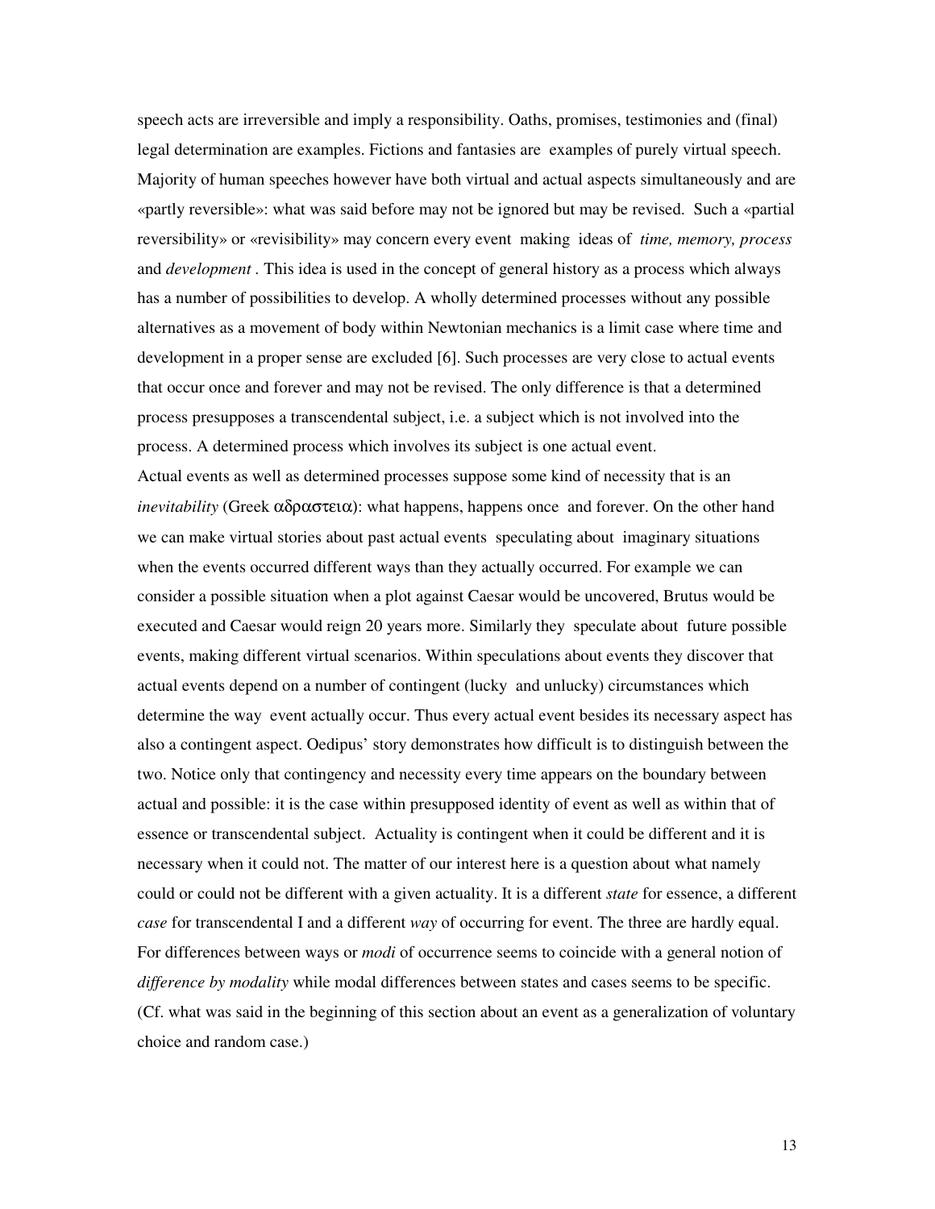speech acts are irreversible and imply a responsibility. Oaths, promises, testimonies and (final) legal determination are examples. Fictions and fantasies are examples of purely virtual speech. Majority of human speeches however have both virtual and actual aspects simultaneously and are «partly reversible»: what was said before may not be ignored but may be revised. Such a «partial reversibility» or «revisibility» may concern every event making ideas of *time, memory, process* and *development* . This idea is used in the concept of general history as a process which always has a number of possibilities to develop. A wholly determined processes without any possible alternatives as a movement of body within Newtonian mechanics is a limit case where time and development in a proper sense are excluded [6]. Such processes are very close to actual events that occur once and forever and may not be revised. The only difference is that a determined process presupposes a transcendental subject, i.e. a subject which is not involved into the process. A determined process which involves its subject is one actual event.

Actual events as well as determined processes suppose some kind of necessity that is an *inevitability* (Greek αδραστεια): what happens, happens once and forever. On the other hand we can make virtual stories about past actual events speculating about imaginary situations when the events occurred different ways than they actually occurred. For example we can consider a possible situation when a plot against Caesar would be uncovered, Brutus would be executed and Caesar would reign 20 years more. Similarly they speculate about future possible events, making different virtual scenarios. Within speculations about events they discover that actual events depend on a number of contingent (lucky and unlucky) circumstances which determine the way event actually occur. Thus every actual event besides its necessary aspect has also a contingent aspect. Oedipus' story demonstrates how difficult is to distinguish between the two. Notice only that contingency and necessity every time appears on the boundary between actual and possible: it is the case within presupposed identity of event as well as within that of essence or transcendental subject. Actuality is contingent when it could be different and it is necessary when it could not. The matter of our interest here is a question about what namely could or could not be different with a given actuality. It is a different *state* for essence, a different *case* for transcendental I and a different *way* of occurring for event. The three are hardly equal. For differences between ways or *modi* of occurrence seems to coincide with a general notion of *difference by modality* while modal differences between states and cases seems to be specific. (Cf. what was said in the beginning of this section about an event as a generalization of voluntary choice and random case.)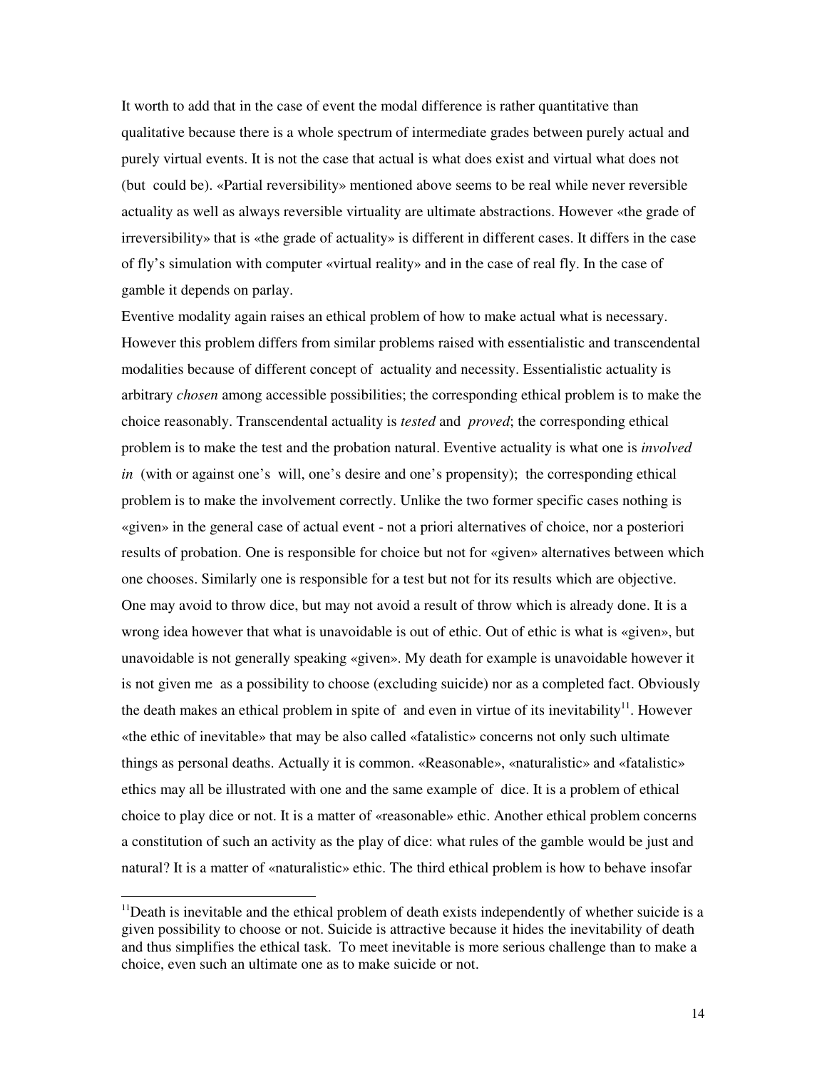It worth to add that in the case of event the modal difference is rather quantitative than qualitative because there is a whole spectrum of intermediate grades between purely actual and purely virtual events. It is not the case that actual is what does exist and virtual what does not (but could be). «Partial reversibility» mentioned above seems to be real while never reversible actuality as well as always reversible virtuality are ultimate abstractions. However «the grade of irreversibility» that is «the grade of actuality» is different in different cases. It differs in the case of fly's simulation with computer «virtual reality» and in the case of real fly. In the case of gamble it depends on parlay.

Eventive modality again raises an ethical problem of how to make actual what is necessary. However this problem differs from similar problems raised with essentialistic and transcendental modalities because of different concept of actuality and necessity. Essentialistic actuality is arbitrary *chosen* among accessible possibilities; the corresponding ethical problem is to make the choice reasonably. Transcendental actuality is *tested* and *proved*; the corresponding ethical problem is to make the test and the probation natural. Eventive actuality is what one is *involved in* (with or against one's will, one's desire and one's propensity); the corresponding ethical problem is to make the involvement correctly. Unlike the two former specific cases nothing is «given» in the general case of actual event - not a priori alternatives of choice, nor a posteriori results of probation. One is responsible for choice but not for «given» alternatives between which one chooses. Similarly one is responsible for a test but not for its results which are objective. One may avoid to throw dice, but may not avoid a result of throw which is already done. It is a wrong idea however that what is unavoidable is out of ethic. Out of ethic is what is «given», but unavoidable is not generally speaking «given». My death for example is unavoidable however it is not given me as a possibility to choose (excluding suicide) nor as a completed fact. Obviously the death makes an ethical problem in spite of and even in virtue of its inevitability[11]. However «the ethic of inevitable» that may be also called «fatalistic» concerns not only such ultimate things as personal deaths. Actually it is common. «Reasonable», «naturalistic» and «fatalistic» ethics may all be illustrated with one and the same example of dice. It is a problem of ethical choice to play dice or not. It is a matter of «reasonable» ethic. Another ethical problem concerns a constitution of such an activity as the play of dice: what rules of the gamble would be just and natural? It is a matter of «naturalistic» ethic. The third ethical problem is how to behave insofar

[11]Death is inevitable and the ethical problem of death exists independently of whether suicide is a given possibility to choose or not. Suicide is attractive because it hides the inevitability of death and thus simplifies the ethical task. To meet inevitable is more serious challenge than to make a choice, even such an ultimate one as to make suicide or not.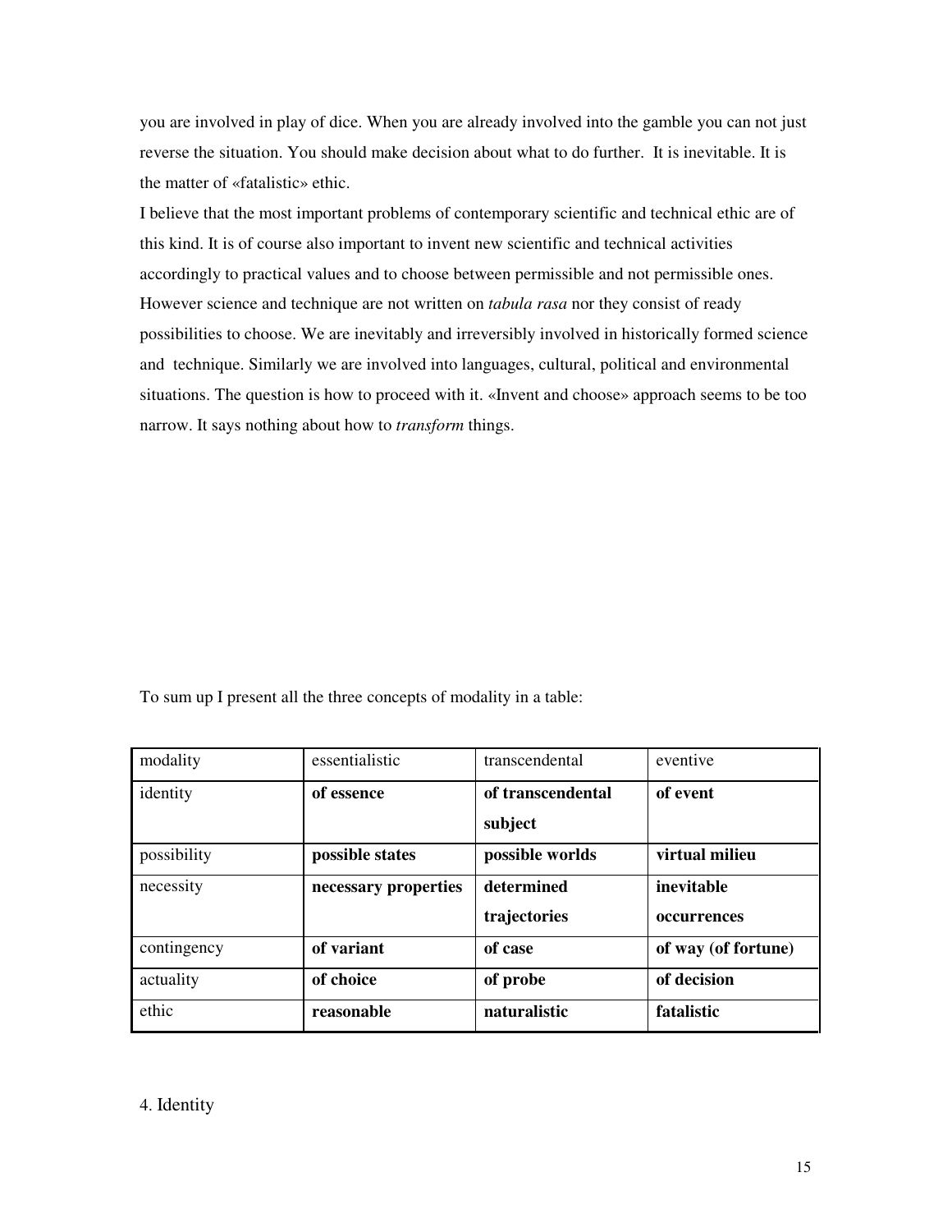you are involved in play of dice. When you are already involved into the gamble you can not just reverse the situation. You should make decision about what to do further. It is inevitable. It is the matter of «fatalistic» ethic.

I believe that the most important problems of contemporary scientific and technical ethic are of this kind. It is of course also important to invent new scientific and technical activities accordingly to practical values and to choose between permissible and not permissible ones. However science and technique are not written on *tabula rasa* nor they consist of ready possibilities to choose. We are inevitably and irreversibly involved in historically formed science and technique. Similarly we are involved into languages, cultural, political and environmental situations. The question is how to proceed with it. «Invent and choose» approach seems to be too narrow. It says nothing about how to *transform* things.

To sum up I present all the three concepts of modality in a table:

| modality | essentialistic | transcendental | eventive |
|---|---|---|---|
| identity | **of essence** | **of transcendental subject** | **of event** |
| possibility | **possible states** | **possible worlds** | **virtual milieu** |
| necessity | **necessary properties** | **determined trajectories** | **inevitable occurrences** |
| contingency | **of variant** | **of case** | **of way (of fortune)** |
| actuality | **of choice** | **of probe** | **of decision** |
| ethic | **reasonable** | **naturalistic** | **fatalistic** |

## 4. Identity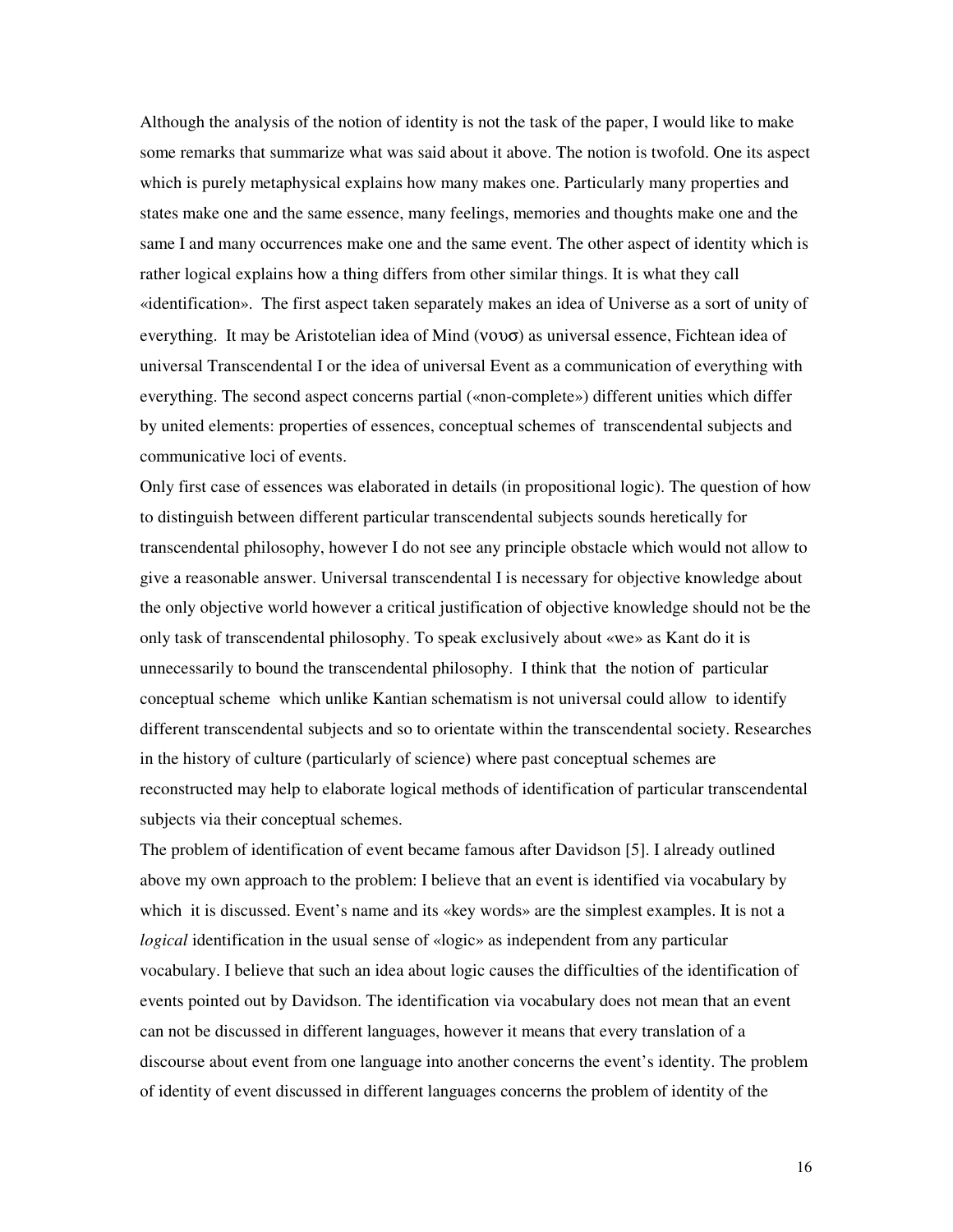Although the analysis of the notion of identity is not the task of the paper, I would like to make some remarks that summarize what was said about it above. The notion is twofold. One its aspect which is purely metaphysical explains how many makes one. Particularly many properties and states make one and the same essence, many feelings, memories and thoughts make one and the same I and many occurrences make one and the same event. The other aspect of identity which is rather logical explains how a thing differs from other similar things. It is what they call «identification». The first aspect taken separately makes an idea of Universe as a sort of unity of everything. It may be Aristotelian idea of Mind (νουσ) as universal essence, Fichtean idea of universal Transcendental I or the idea of universal Event as a communication of everything with everything. The second aspect concerns partial («non-complete») different unities which differ by united elements: properties of essences, conceptual schemes of transcendental subjects and communicative loci of events.

Only first case of essences was elaborated in details (in propositional logic). The question of how to distinguish between different particular transcendental subjects sounds heretically for transcendental philosophy, however I do not see any principle obstacle which would not allow to give a reasonable answer. Universal transcendental I is necessary for objective knowledge about the only objective world however a critical justification of objective knowledge should not be the only task of transcendental philosophy. To speak exclusively about «we» as Kant do it is unnecessarily to bound the transcendental philosophy. I think that the notion of particular conceptual scheme which unlike Kantian schematism is not universal could allow to identify different transcendental subjects and so to orientate within the transcendental society. Researches in the history of culture (particularly of science) where past conceptual schemes are reconstructed may help to elaborate logical methods of identification of particular transcendental subjects via their conceptual schemes.

The problem of identification of event became famous after Davidson [5]. I already outlined above my own approach to the problem: I believe that an event is identified via vocabulary by which it is discussed. Event's name and its «key words» are the simplest examples. It is not a *logical* identification in the usual sense of «logic» as independent from any particular vocabulary. I believe that such an idea about logic causes the difficulties of the identification of events pointed out by Davidson. The identification via vocabulary does not mean that an event can not be discussed in different languages, however it means that every translation of a discourse about event from one language into another concerns the event's identity. The problem of identity of event discussed in different languages concerns the problem of identity of the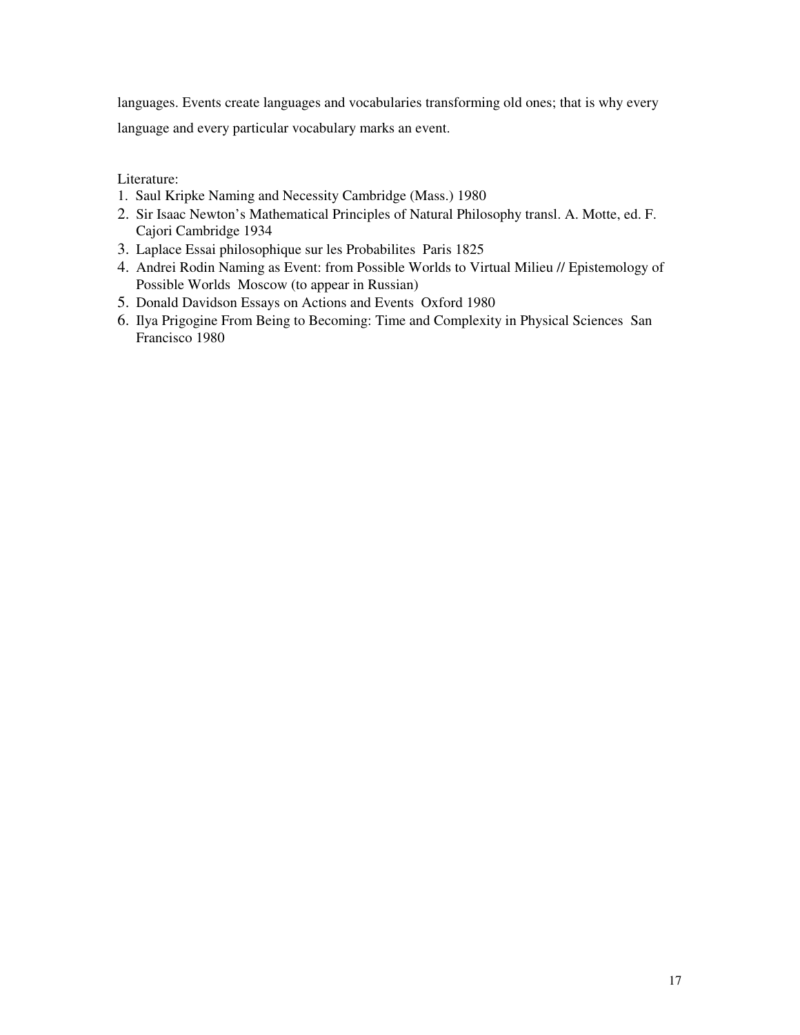languages. Events create languages and vocabularies transforming old ones; that is why every language and every particular vocabulary marks an event.

Literature:

1. Saul Kripke Naming and Necessity Cambridge (Mass.) 1980
2. Sir Isaac Newton's Mathematical Principles of Natural Philosophy transl. A. Motte, ed. F. Cajori Cambridge 1934
3. Laplace Essai philosophique sur les Probabilites Paris 1825
4. Andrei Rodin Naming as Event: from Possible Worlds to Virtual Milieu // Epistemology of Possible Worlds Moscow (to appear in Russian)
5. Donald Davidson Essays on Actions and Events Oxford 1980
6. Ilya Prigogine From Being to Becoming: Time and Complexity in Physical Sciences San Francisco 1980